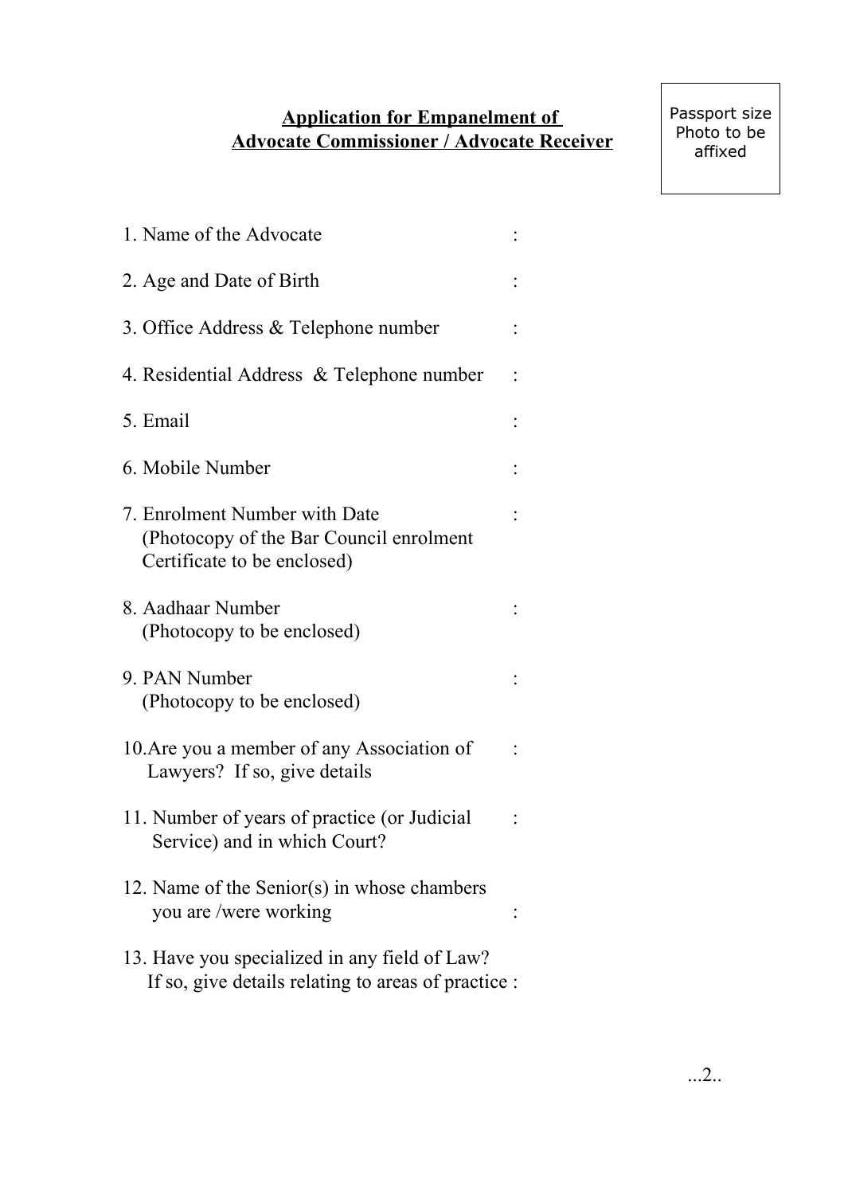**Application for Empanelment of**
**Advocate Commissioner / Advocate Receiver**

Passport size Photo to be affixed

1. Name of the Advocate :

2. Age and Date of Birth :

3. Office Address & Telephone number :

4. Residential Address & Telephone number :

5. Email :

6. Mobile Number :

7. Enrolment Number with Date (Photocopy of the Bar Council enrolment Certificate to be enclosed) :

8. Aadhaar Number (Photocopy to be enclosed) :

9. PAN Number (Photocopy to be enclosed) :

10. Are you a member of any Association of Lawyers? If so, give details :

11. Number of years of practice (or Judicial Service) and in which Court? :

12. Name of the Senior(s) in whose chambers you are /were working :

13. Have you specialized in any field of Law? If so, give details relating to areas of practice :

...2..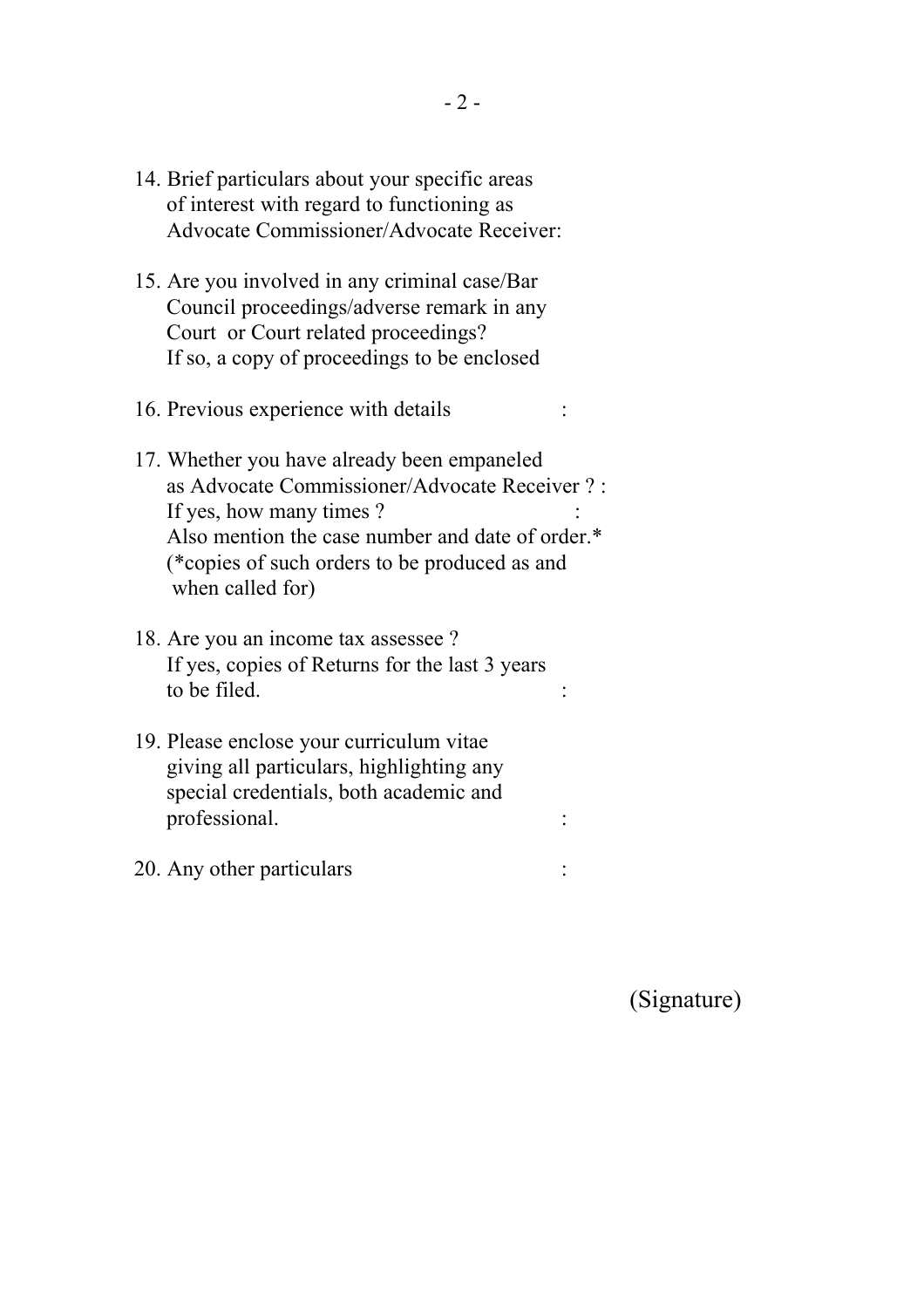14. Brief particulars about your specific areas of interest with regard to functioning as Advocate Commissioner/Advocate Receiver:

15. Are you involved in any criminal case/Bar Council proceedings/adverse remark in any Court or Court related proceedings? If so, a copy of proceedings to be enclosed

16. Previous experience with details :

17. Whether you have already been empaneled as Advocate Commissioner/Advocate Receiver ? :
    If yes, how many times ? :
    Also mention the case number and date of order.*
    (*copies of such orders to be produced as and when called for)

18. Are you an income tax assessee ?
    If yes, copies of Returns for the last 3 years to be filed. :

19. Please enclose your curriculum vitae giving all particulars, highlighting any special credentials, both academic and professional. :

20. Any other particulars :

(Signature)